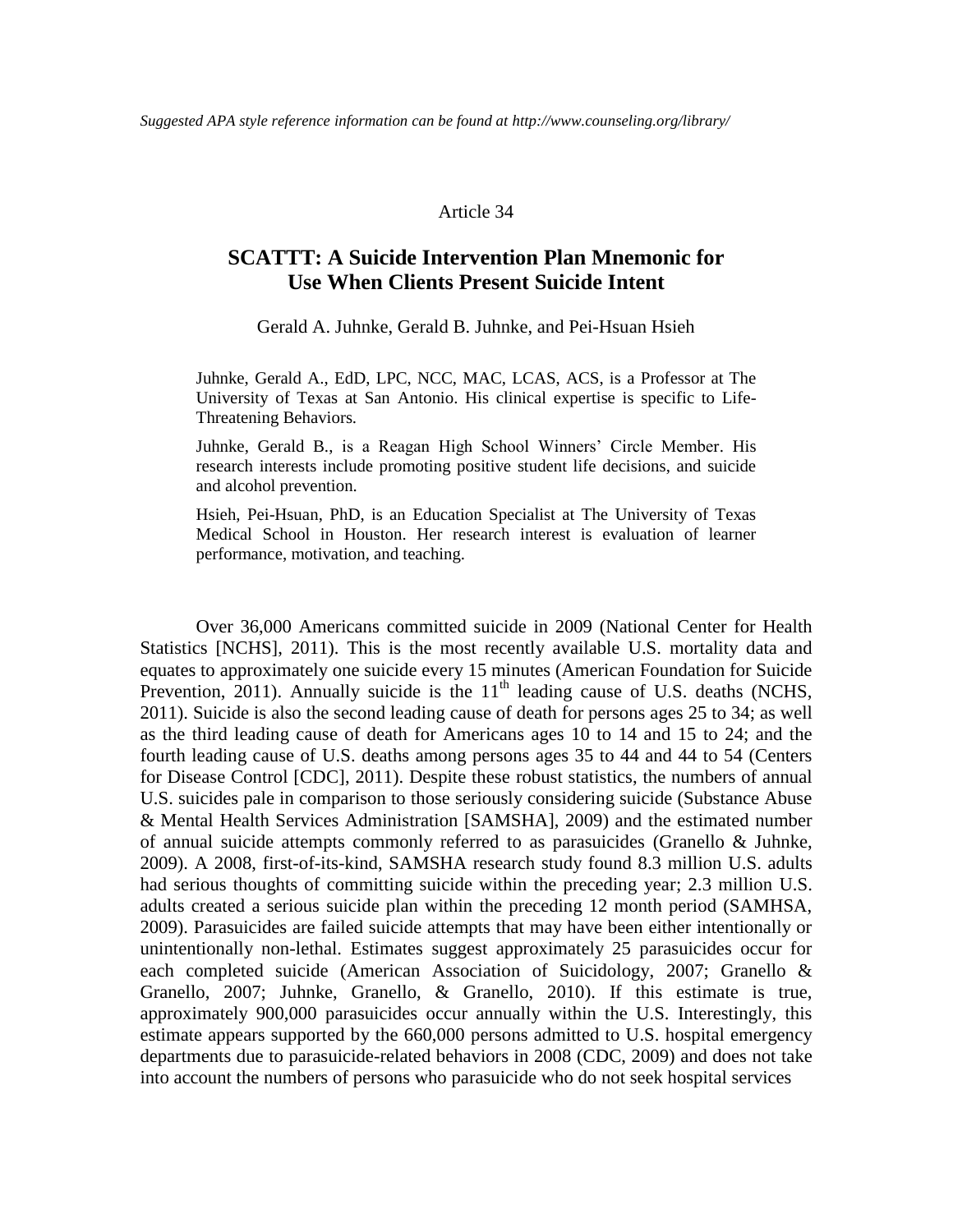*Suggested APA style reference information can be found at http://www.counseling.org/library/*

Article 34

# SCATTT: A Suicide Intervention Plan Mnemonic for Use When Clients Present Suicide Intent

Gerald A. Juhnke, Gerald B. Juhnke, and Pei-Hsuan Hsieh

Juhnke, Gerald A., EdD, LPC, NCC, MAC, LCAS, ACS, is a Professor at The University of Texas at San Antonio. His clinical expertise is specific to Life-Threatening Behaviors.

Juhnke, Gerald B., is a Reagan High School Winners' Circle Member. His research interests include promoting positive student life decisions, and suicide and alcohol prevention.

Hsieh, Pei-Hsuan, PhD, is an Education Specialist at The University of Texas Medical School in Houston. Her research interest is evaluation of learner performance, motivation, and teaching.

Over 36,000 Americans committed suicide in 2009 (National Center for Health Statistics [NCHS], 2011). This is the most recently available U.S. mortality data and equates to approximately one suicide every 15 minutes (American Foundation for Suicide Prevention, 2011). Annually suicide is the 11th leading cause of U.S. deaths (NCHS, 2011). Suicide is also the second leading cause of death for persons ages 25 to 34; as well as the third leading cause of death for Americans ages 10 to 14 and 15 to 24; and the fourth leading cause of U.S. deaths among persons ages 35 to 44 and 44 to 54 (Centers for Disease Control [CDC], 2011). Despite these robust statistics, the numbers of annual U.S. suicides pale in comparison to those seriously considering suicide (Substance Abuse & Mental Health Services Administration [SAMSHA], 2009) and the estimated number of annual suicide attempts commonly referred to as parasuicides (Granello & Juhnke, 2009). A 2008, first-of-its-kind, SAMSHA research study found 8.3 million U.S. adults had serious thoughts of committing suicide within the preceding year; 2.3 million U.S. adults created a serious suicide plan within the preceding 12 month period (SAMHSA, 2009). Parasuicides are failed suicide attempts that may have been either intentionally or unintentionally non-lethal. Estimates suggest approximately 25 parasuicides occur for each completed suicide (American Association of Suicidology, 2007; Granello & Granello, 2007; Juhnke, Granello, & Granello, 2010). If this estimate is true, approximately 900,000 parasuicides occur annually within the U.S. Interestingly, this estimate appears supported by the 660,000 persons admitted to U.S. hospital emergency departments due to parasuicide-related behaviors in 2008 (CDC, 2009) and does not take into account the numbers of persons who parasuicide who do not seek hospital services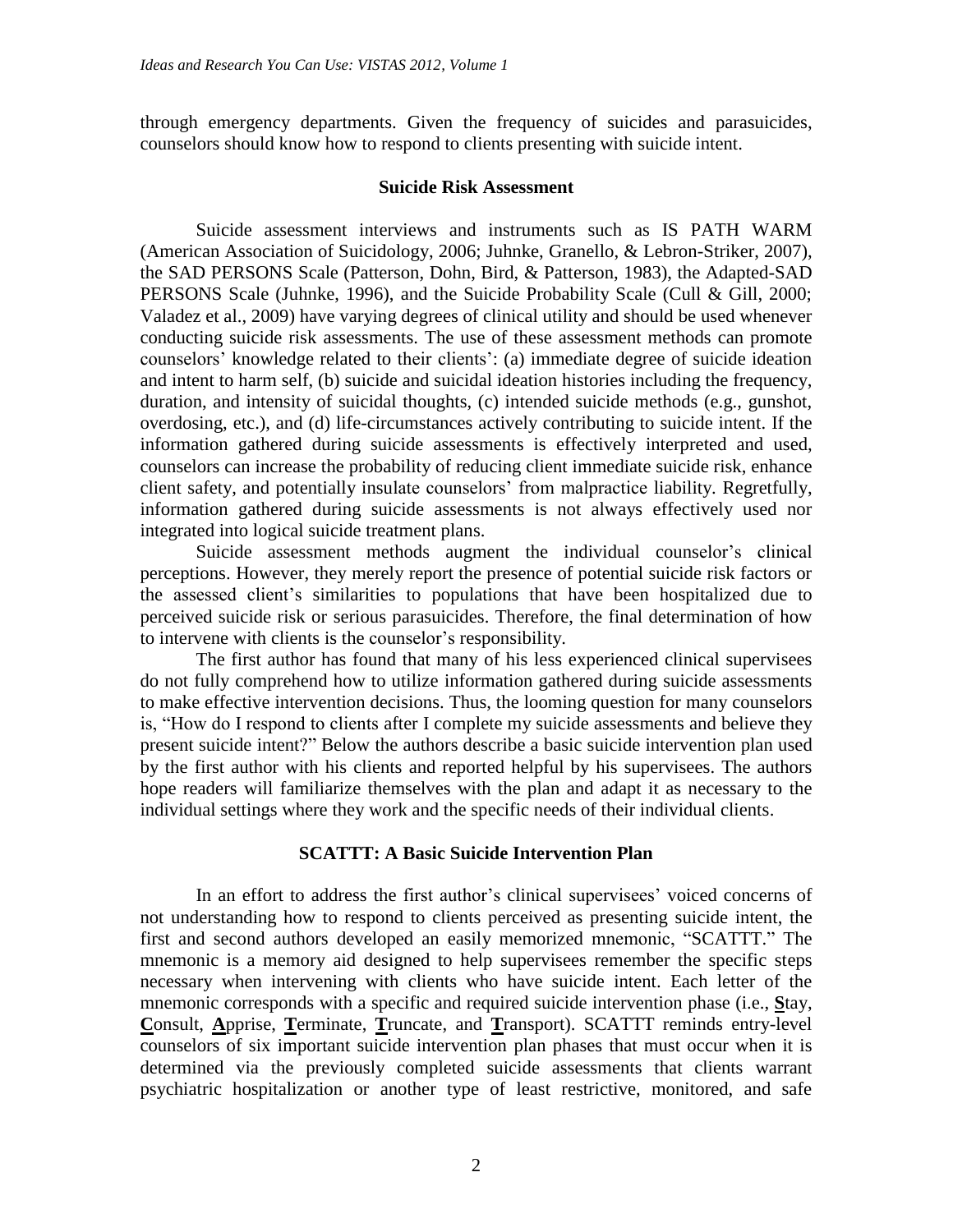through emergency departments. Given the frequency of suicides and parasuicides, counselors should know how to respond to clients presenting with suicide intent.

## Suicide Risk Assessment

Suicide assessment interviews and instruments such as IS PATH WARM (American Association of Suicidology, 2006; Juhnke, Granello, & Lebron-Striker, 2007), the SAD PERSONS Scale (Patterson, Dohn, Bird, & Patterson, 1983), the Adapted-SAD PERSONS Scale (Juhnke, 1996), and the Suicide Probability Scale (Cull & Gill, 2000; Valadez et al., 2009) have varying degrees of clinical utility and should be used whenever conducting suicide risk assessments. The use of these assessment methods can promote counselors' knowledge related to their clients': (a) immediate degree of suicide ideation and intent to harm self, (b) suicide and suicidal ideation histories including the frequency, duration, and intensity of suicidal thoughts, (c) intended suicide methods (e.g., gunshot, overdosing, etc.), and (d) life-circumstances actively contributing to suicide intent. If the information gathered during suicide assessments is effectively interpreted and used, counselors can increase the probability of reducing client immediate suicide risk, enhance client safety, and potentially insulate counselors' from malpractice liability. Regretfully, information gathered during suicide assessments is not always effectively used nor integrated into logical suicide treatment plans.

Suicide assessment methods augment the individual counselor's clinical perceptions. However, they merely report the presence of potential suicide risk factors or the assessed client's similarities to populations that have been hospitalized due to perceived suicide risk or serious parasuicides. Therefore, the final determination of how to intervene with clients is the counselor's responsibility.

The first author has found that many of his less experienced clinical supervisees do not fully comprehend how to utilize information gathered during suicide assessments to make effective intervention decisions. Thus, the looming question for many counselors is, "How do I respond to clients after I complete my suicide assessments and believe they present suicide intent?" Below the authors describe a basic suicide intervention plan used by the first author with his clients and reported helpful by his supervisees. The authors hope readers will familiarize themselves with the plan and adapt it as necessary to the individual settings where they work and the specific needs of their individual clients.

## SCATTT: A Basic Suicide Intervention Plan

In an effort to address the first author's clinical supervisees' voiced concerns of not understanding how to respond to clients perceived as presenting suicide intent, the first and second authors developed an easily memorized mnemonic, "SCATTT." The mnemonic is a memory aid designed to help supervisees remember the specific steps necessary when intervening with clients who have suicide intent. Each letter of the mnemonic corresponds with a specific and required suicide intervention phase (i.e., **S**tay, **C**onsult, **A**pprise, **T**erminate, **T**runcate, and **T**ransport). SCATTT reminds entry-level counselors of six important suicide intervention plan phases that must occur when it is determined via the previously completed suicide assessments that clients warrant psychiatric hospitalization or another type of least restrictive, monitored, and safe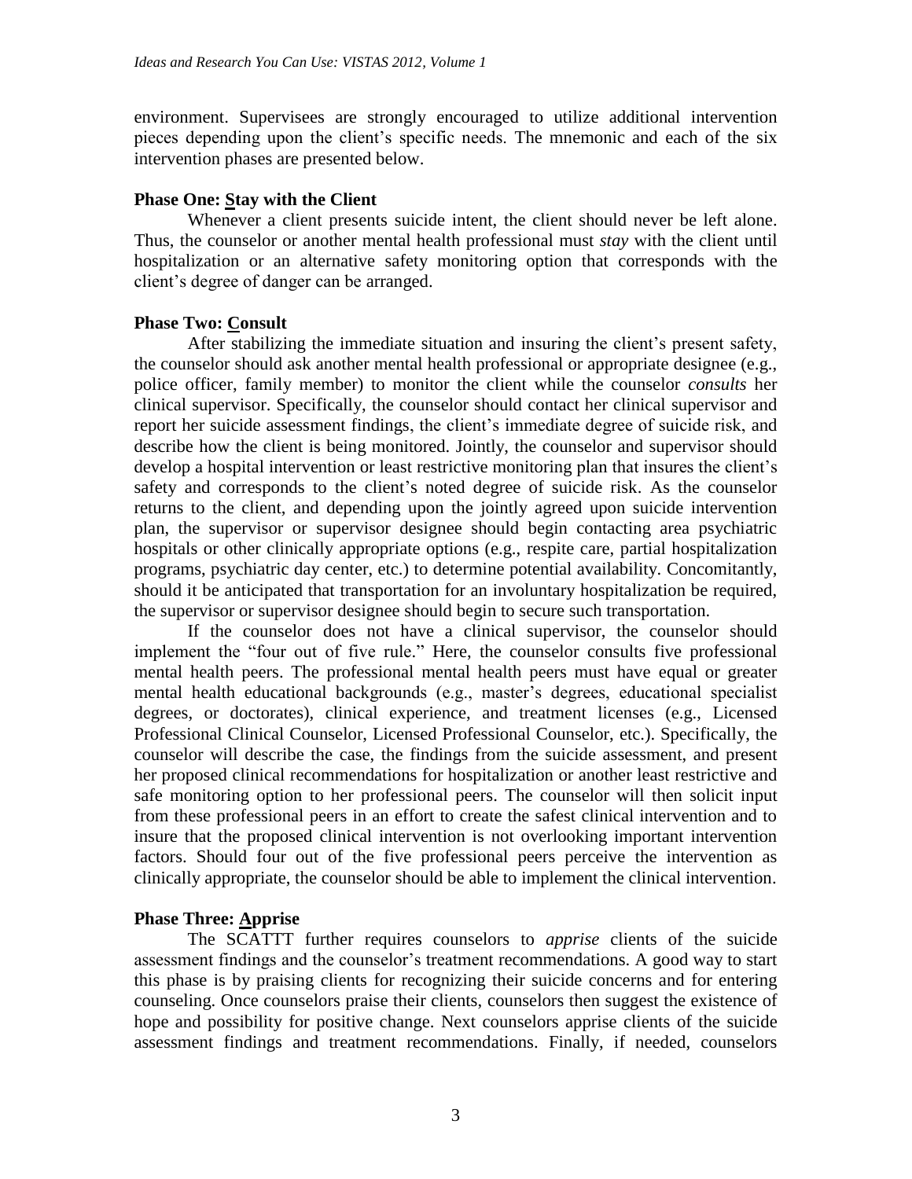environment. Supervisees are strongly encouraged to utilize additional intervention pieces depending upon the client's specific needs. The mnemonic and each of the six intervention phases are presented below.

### Phase One: Stay with the Client

Whenever a client presents suicide intent, the client should never be left alone. Thus, the counselor or another mental health professional must *stay* with the client until hospitalization or an alternative safety monitoring option that corresponds with the client's degree of danger can be arranged.

### Phase Two: Consult

After stabilizing the immediate situation and insuring the client's present safety, the counselor should ask another mental health professional or appropriate designee (e.g., police officer, family member) to monitor the client while the counselor *consults* her clinical supervisor. Specifically, the counselor should contact her clinical supervisor and report her suicide assessment findings, the client's immediate degree of suicide risk, and describe how the client is being monitored. Jointly, the counselor and supervisor should develop a hospital intervention or least restrictive monitoring plan that insures the client's safety and corresponds to the client's noted degree of suicide risk. As the counselor returns to the client, and depending upon the jointly agreed upon suicide intervention plan, the supervisor or supervisor designee should begin contacting area psychiatric hospitals or other clinically appropriate options (e.g., respite care, partial hospitalization programs, psychiatric day center, etc.) to determine potential availability. Concomitantly, should it be anticipated that transportation for an involuntary hospitalization be required, the supervisor or supervisor designee should begin to secure such transportation.

If the counselor does not have a clinical supervisor, the counselor should implement the "four out of five rule." Here, the counselor consults five professional mental health peers. The professional mental health peers must have equal or greater mental health educational backgrounds (e.g., master's degrees, educational specialist degrees, or doctorates), clinical experience, and treatment licenses (e.g., Licensed Professional Clinical Counselor, Licensed Professional Counselor, etc.). Specifically, the counselor will describe the case, the findings from the suicide assessment, and present her proposed clinical recommendations for hospitalization or another least restrictive and safe monitoring option to her professional peers. The counselor will then solicit input from these professional peers in an effort to create the safest clinical intervention and to insure that the proposed clinical intervention is not overlooking important intervention factors. Should four out of the five professional peers perceive the intervention as clinically appropriate, the counselor should be able to implement the clinical intervention.

### Phase Three: Apprise

The SCATTT further requires counselors to *apprise* clients of the suicide assessment findings and the counselor's treatment recommendations. A good way to start this phase is by praising clients for recognizing their suicide concerns and for entering counseling. Once counselors praise their clients, counselors then suggest the existence of hope and possibility for positive change. Next counselors apprise clients of the suicide assessment findings and treatment recommendations. Finally, if needed, counselors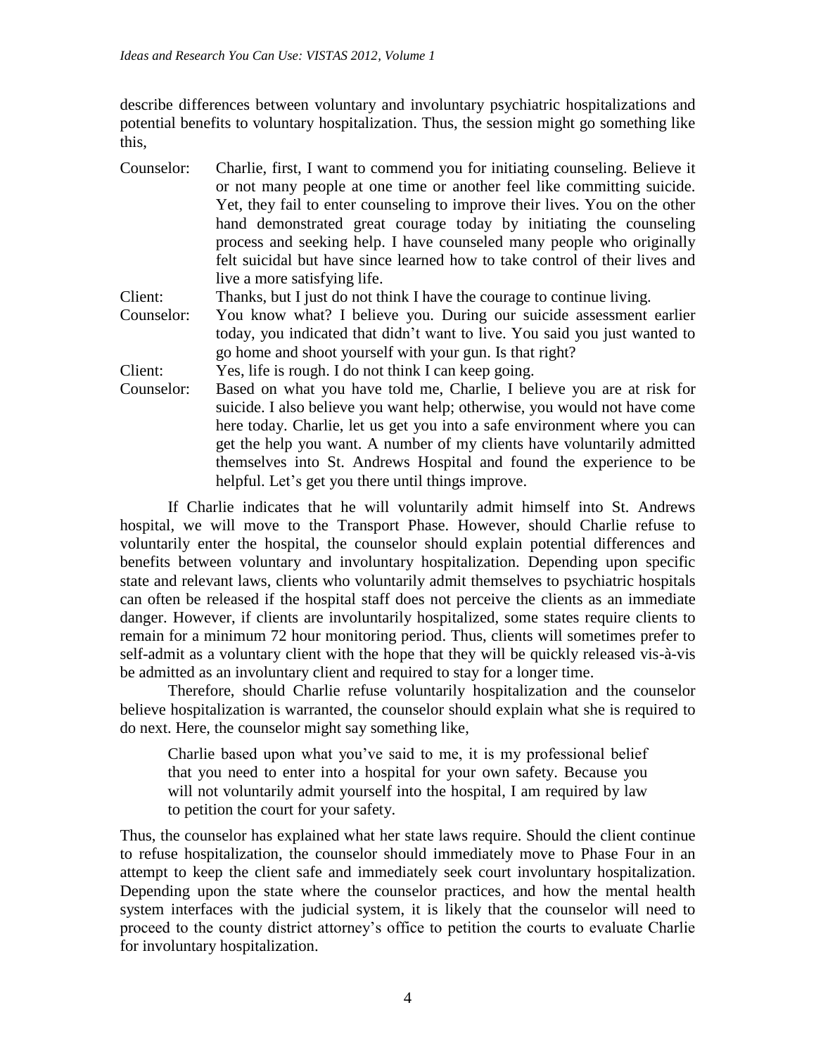describe differences between voluntary and involuntary psychiatric hospitalizations and potential benefits to voluntary hospitalization. Thus, the session might go something like this,

Counselor: Charlie, first, I want to commend you for initiating counseling. Believe it or not many people at one time or another feel like committing suicide. Yet, they fail to enter counseling to improve their lives. You on the other hand demonstrated great courage today by initiating the counseling process and seeking help. I have counseled many people who originally felt suicidal but have since learned how to take control of their lives and live a more satisfying life.

Client: Thanks, but I just do not think I have the courage to continue living.

Counselor: You know what? I believe you. During our suicide assessment earlier today, you indicated that didn't want to live. You said you just wanted to go home and shoot yourself with your gun. Is that right?

Client: Yes, life is rough. I do not think I can keep going.

Counselor: Based on what you have told me, Charlie, I believe you are at risk for suicide. I also believe you want help; otherwise, you would not have come here today. Charlie, let us get you into a safe environment where you can get the help you want. A number of my clients have voluntarily admitted themselves into St. Andrews Hospital and found the experience to be helpful. Let's get you there until things improve.

If Charlie indicates that he will voluntarily admit himself into St. Andrews hospital, we will move to the Transport Phase. However, should Charlie refuse to voluntarily enter the hospital, the counselor should explain potential differences and benefits between voluntary and involuntary hospitalization. Depending upon specific state and relevant laws, clients who voluntarily admit themselves to psychiatric hospitals can often be released if the hospital staff does not perceive the clients as an immediate danger. However, if clients are involuntarily hospitalized, some states require clients to remain for a minimum 72 hour monitoring period. Thus, clients will sometimes prefer to self-admit as a voluntary client with the hope that they will be quickly released vis-à-vis be admitted as an involuntary client and required to stay for a longer time.

Therefore, should Charlie refuse voluntarily hospitalization and the counselor believe hospitalization is warranted, the counselor should explain what she is required to do next. Here, the counselor might say something like,

> Charlie based upon what you've said to me, it is my professional belief that you need to enter into a hospital for your own safety. Because you will not voluntarily admit yourself into the hospital, I am required by law to petition the court for your safety.

Thus, the counselor has explained what her state laws require. Should the client continue to refuse hospitalization, the counselor should immediately move to Phase Four in an attempt to keep the client safe and immediately seek court involuntary hospitalization. Depending upon the state where the counselor practices, and how the mental health system interfaces with the judicial system, it is likely that the counselor will need to proceed to the county district attorney's office to petition the courts to evaluate Charlie for involuntary hospitalization.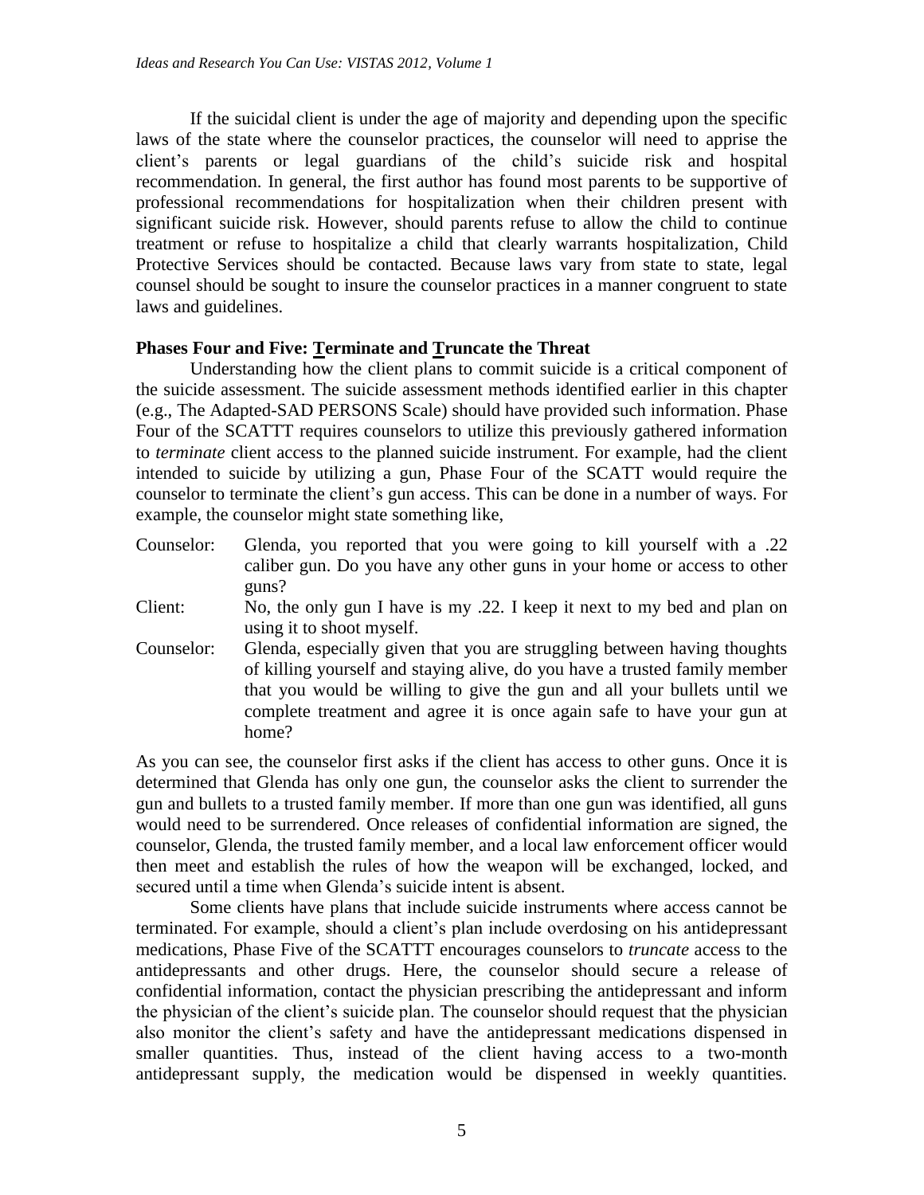If the suicidal client is under the age of majority and depending upon the specific laws of the state where the counselor practices, the counselor will need to apprise the client's parents or legal guardians of the child's suicide risk and hospital recommendation. In general, the first author has found most parents to be supportive of professional recommendations for hospitalization when their children present with significant suicide risk. However, should parents refuse to allow the child to continue treatment or refuse to hospitalize a child that clearly warrants hospitalization, Child Protective Services should be contacted. Because laws vary from state to state, legal counsel should be sought to insure the counselor practices in a manner congruent to state laws and guidelines.

### Phases Four and Five: Terminate and Truncate the Threat

Understanding how the client plans to commit suicide is a critical component of the suicide assessment. The suicide assessment methods identified earlier in this chapter (e.g., The Adapted-SAD PERSONS Scale) should have provided such information. Phase Four of the SCATTT requires counselors to utilize this previously gathered information to *terminate* client access to the planned suicide instrument. For example, had the client intended to suicide by utilizing a gun, Phase Four of the SCATT would require the counselor to terminate the client's gun access. This can be done in a number of ways. For example, the counselor might state something like,

Counselor: Glenda, you reported that you were going to kill yourself with a .22 caliber gun. Do you have any other guns in your home or access to other guns?

Client: No, the only gun I have is my .22. I keep it next to my bed and plan on using it to shoot myself.

Counselor: Glenda, especially given that you are struggling between having thoughts of killing yourself and staying alive, do you have a trusted family member that you would be willing to give the gun and all your bullets until we complete treatment and agree it is once again safe to have your gun at home?

As you can see, the counselor first asks if the client has access to other guns. Once it is determined that Glenda has only one gun, the counselor asks the client to surrender the gun and bullets to a trusted family member. If more than one gun was identified, all guns would need to be surrendered. Once releases of confidential information are signed, the counselor, Glenda, the trusted family member, and a local law enforcement officer would then meet and establish the rules of how the weapon will be exchanged, locked, and secured until a time when Glenda's suicide intent is absent.

Some clients have plans that include suicide instruments where access cannot be terminated. For example, should a client's plan include overdosing on his antidepressant medications, Phase Five of the SCATTT encourages counselors to *truncate* access to the antidepressants and other drugs. Here, the counselor should secure a release of confidential information, contact the physician prescribing the antidepressant and inform the physician of the client's suicide plan. The counselor should request that the physician also monitor the client's safety and have the antidepressant medications dispensed in smaller quantities. Thus, instead of the client having access to a two-month antidepressant supply, the medication would be dispensed in weekly quantities.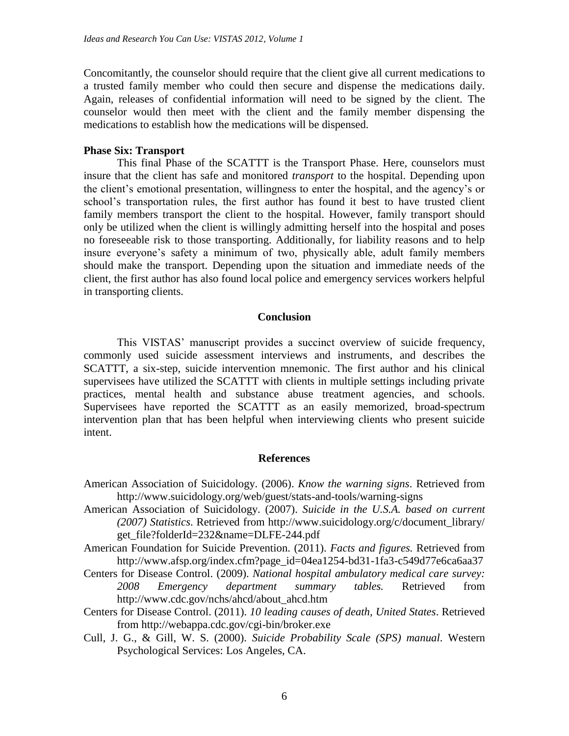Concomitantly, the counselor should require that the client give all current medications to a trusted family member who could then secure and dispense the medications daily. Again, releases of confidential information will need to be signed by the client. The counselor would then meet with the client and the family member dispensing the medications to establish how the medications will be dispensed.

**Phase Six: Transport**

This final Phase of the SCATTT is the Transport Phase. Here, counselors must insure that the client has safe and monitored *transport* to the hospital. Depending upon the client's emotional presentation, willingness to enter the hospital, and the agency's or school's transportation rules, the first author has found it best to have trusted client family members transport the client to the hospital. However, family transport should only be utilized when the client is willingly admitting herself into the hospital and poses no foreseeable risk to those transporting. Additionally, for liability reasons and to help insure everyone's safety a minimum of two, physically able, adult family members should make the transport. Depending upon the situation and immediate needs of the client, the first author has also found local police and emergency services workers helpful in transporting clients.

## Conclusion

This VISTAS' manuscript provides a succinct overview of suicide frequency, commonly used suicide assessment interviews and instruments, and describes the SCATTT, a six-step, suicide intervention mnemonic. The first author and his clinical supervisees have utilized the SCATTT with clients in multiple settings including private practices, mental health and substance abuse treatment agencies, and schools. Supervisees have reported the SCATTT as an easily memorized, broad-spectrum intervention plan that has been helpful when interviewing clients who present suicide intent.

## References

American Association of Suicidology. (2006). *Know the warning signs*. Retrieved from http://www.suicidology.org/web/guest/stats-and-tools/warning-signs

American Association of Suicidology. (2007). *Suicide in the U.S.A. based on current (2007) Statistics*. Retrieved from http://www.suicidology.org/c/document_library/get_file?folderId=232&name=DLFE-244.pdf

American Foundation for Suicide Prevention. (2011). *Facts and figures.* Retrieved from http://www.afsp.org/index.cfm?page_id=04ea1254-bd31-1fa3-c549d77e6ca6aa37

Centers for Disease Control. (2009). *National hospital ambulatory medical care survey: 2008 Emergency department summary tables.* Retrieved from http://www.cdc.gov/nchs/ahcd/about_ahcd.htm

Centers for Disease Control. (2011). *10 leading causes of death, United States*. Retrieved from http://webappa.cdc.gov/cgi-bin/broker.exe

Cull, J. G., & Gill, W. S. (2000). *Suicide Probability Scale (SPS) manual*. Western Psychological Services: Los Angeles, CA.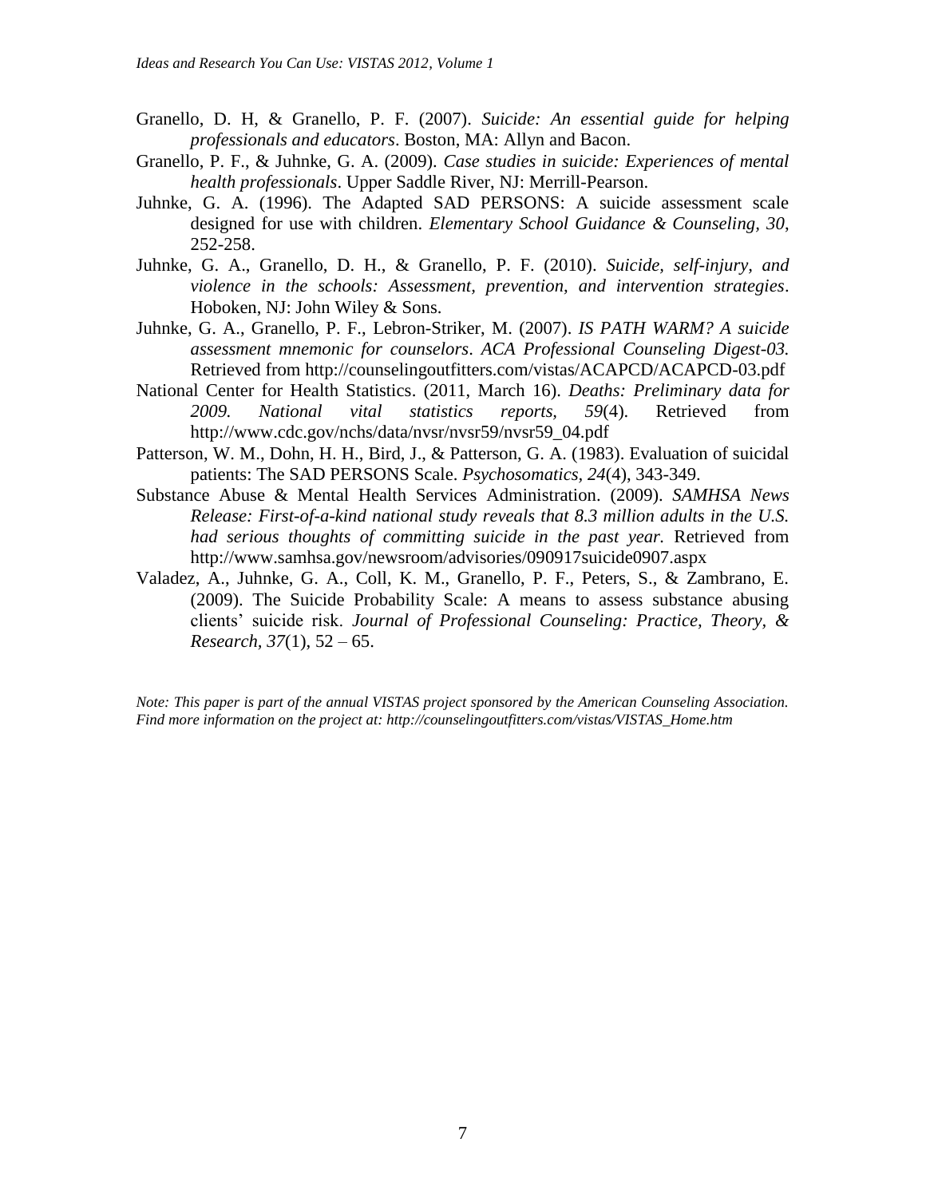Granello, D. H, & Granello, P. F. (2007). *Suicide: An essential guide for helping professionals and educators*. Boston, MA: Allyn and Bacon.

Granello, P. F., & Juhnke, G. A. (2009). *Case studies in suicide: Experiences of mental health professionals*. Upper Saddle River, NJ: Merrill-Pearson.

Juhnke, G. A. (1996). The Adapted SAD PERSONS: A suicide assessment scale designed for use with children. *Elementary School Guidance & Counseling, 30*, 252-258.

Juhnke, G. A., Granello, D. H., & Granello, P. F. (2010). *Suicide, self-injury, and violence in the schools: Assessment, prevention, and intervention strategies*. Hoboken, NJ: John Wiley & Sons.

Juhnke, G. A., Granello, P. F., Lebron-Striker, M. (2007). *IS PATH WARM? A suicide assessment mnemonic for counselors*. *ACA Professional Counseling Digest-03.* Retrieved from http://counselingoutfitters.com/vistas/ACAPCD/ACAPCD-03.pdf

National Center for Health Statistics. (2011, March 16). *Deaths: Preliminary data for 2009. National vital statistics reports, 59*(4). Retrieved from http://www.cdc.gov/nchs/data/nvsr/nvsr59/nvsr59_04.pdf

Patterson, W. M., Dohn, H. H., Bird, J., & Patterson, G. A. (1983). Evaluation of suicidal patients: The SAD PERSONS Scale. *Psychosomatics, 24*(4), 343-349.

Substance Abuse & Mental Health Services Administration. (2009). *SAMHSA News Release: First-of-a-kind national study reveals that 8.3 million adults in the U.S. had serious thoughts of committing suicide in the past year.* Retrieved from http://www.samhsa.gov/newsroom/advisories/090917suicide0907.aspx

Valadez, A., Juhnke, G. A., Coll, K. M., Granello, P. F., Peters, S., & Zambrano, E. (2009). The Suicide Probability Scale: A means to assess substance abusing clients' suicide risk. *Journal of Professional Counseling: Practice, Theory, & Research, 37*(1), 52 – 65.

*Note: This paper is part of the annual VISTAS project sponsored by the American Counseling Association. Find more information on the project at: http://counselingoutfitters.com/vistas/VISTAS_Home.htm*